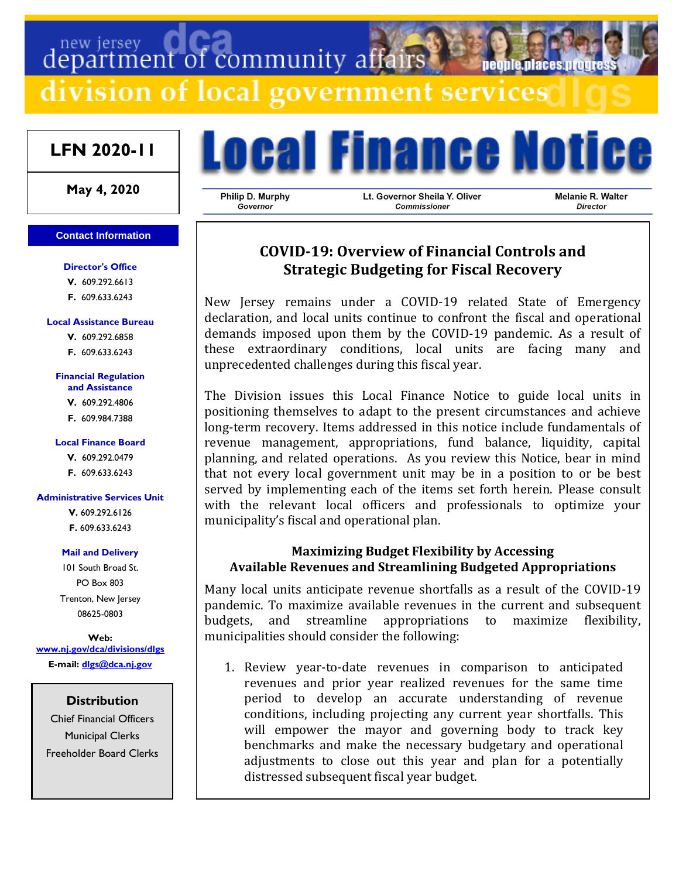new jersey department of community affairs

division of local government services

**LFN 2020-11**

**May 4, 2020**

# Local Finance Notice

Philip D. Murphy
*Governor*

Lt. Governor Sheila Y. Oliver
*Commissioner*

Melanie R. Walter
*Director*

**Contact Information**

**Director's Office**
**V.** 609.292.6613
**F.** 609.633.6243

**Local Assistance Bureau**
**V.** 609.292.6858
**F.** 609.633.6243

**Financial Regulation and Assistance**
**V.** 609.292.4806
**F.** 609.984.7388

**Local Finance Board**
**V.** 609.292.0479
**F.** 609.633.6243

**Administrative Services Unit**
**V.** 609.292.6126
**F.** 609.633.6243

**Mail and Delivery**
101 South Broad St.
PO Box 803
Trenton, New Jersey
08625-0803

**Web:** www.nj.gov/dca/divisions/dlgs
**E-mail:** dlgs@dca.nj.gov

**Distribution**
Chief Financial Officers
Municipal Clerks
Freeholder Board Clerks

## COVID-19: Overview of Financial Controls and Strategic Budgeting for Fiscal Recovery

New Jersey remains under a COVID-19 related State of Emergency declaration, and local units continue to confront the fiscal and operational demands imposed upon them by the COVID-19 pandemic. As a result of these extraordinary conditions, local units are facing many and unprecedented challenges during this fiscal year.

The Division issues this Local Finance Notice to guide local units in positioning themselves to adapt to the present circumstances and achieve long-term recovery. Items addressed in this notice include fundamentals of revenue management, appropriations, fund balance, liquidity, capital planning, and related operations. As you review this Notice, bear in mind that not every local government unit may be in a position to or be best served by implementing each of the items set forth herein. Please consult with the relevant local officers and professionals to optimize your municipality's fiscal and operational plan.

### Maximizing Budget Flexibility by Accessing Available Revenues and Streamlining Budgeted Appropriations

Many local units anticipate revenue shortfalls as a result of the COVID-19 pandemic. To maximize available revenues in the current and subsequent budgets, and streamline appropriations to maximize flexibility, municipalities should consider the following:

1. Review year-to-date revenues in comparison to anticipated revenues and prior year realized revenues for the same time period to develop an accurate understanding of revenue conditions, including projecting any current year shortfalls. This will empower the mayor and governing body to track key benchmarks and make the necessary budgetary and operational adjustments to close out this year and plan for a potentially distressed subsequent fiscal year budget.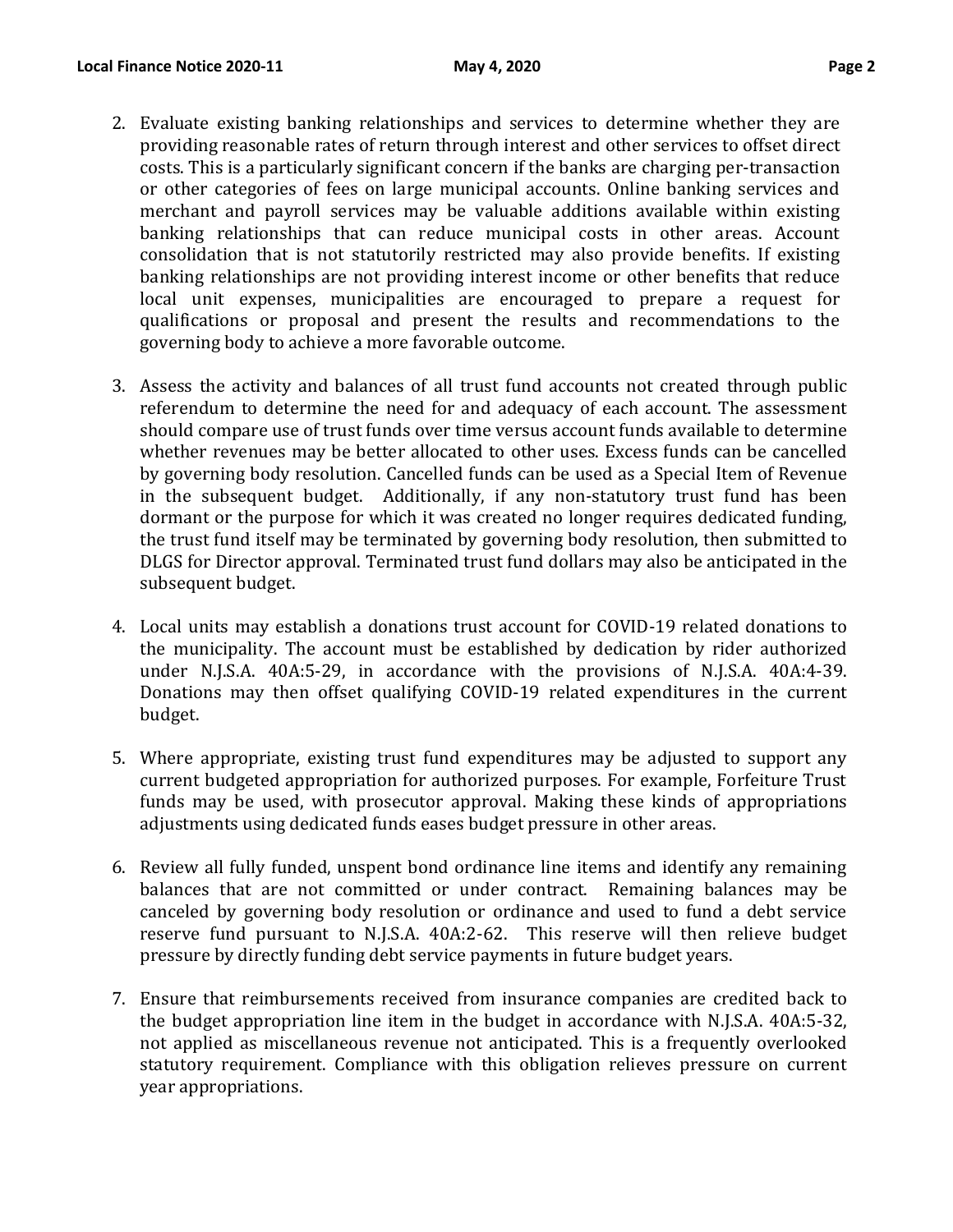2. Evaluate existing banking relationships and services to determine whether they are providing reasonable rates of return through interest and other services to offset direct costs. This is a particularly significant concern if the banks are charging per-transaction or other categories of fees on large municipal accounts. Online banking services and merchant and payroll services may be valuable additions available within existing banking relationships that can reduce municipal costs in other areas. Account consolidation that is not statutorily restricted may also provide benefits. If existing banking relationships are not providing interest income or other benefits that reduce local unit expenses, municipalities are encouraged to prepare a request for qualifications or proposal and present the results and recommendations to the governing body to achieve a more favorable outcome.

3. Assess the activity and balances of all trust fund accounts not created through public referendum to determine the need for and adequacy of each account. The assessment should compare use of trust funds over time versus account funds available to determine whether revenues may be better allocated to other uses. Excess funds can be cancelled by governing body resolution. Cancelled funds can be used as a Special Item of Revenue in the subsequent budget. Additionally, if any non-statutory trust fund has been dormant or the purpose for which it was created no longer requires dedicated funding, the trust fund itself may be terminated by governing body resolution, then submitted to DLGS for Director approval. Terminated trust fund dollars may also be anticipated in the subsequent budget.

4. Local units may establish a donations trust account for COVID-19 related donations to the municipality. The account must be established by dedication by rider authorized under N.J.S.A. 40A:5-29, in accordance with the provisions of N.J.S.A. 40A:4-39. Donations may then offset qualifying COVID-19 related expenditures in the current budget.

5. Where appropriate, existing trust fund expenditures may be adjusted to support any current budgeted appropriation for authorized purposes. For example, Forfeiture Trust funds may be used, with prosecutor approval. Making these kinds of appropriations adjustments using dedicated funds eases budget pressure in other areas.

6. Review all fully funded, unspent bond ordinance line items and identify any remaining balances that are not committed or under contract. Remaining balances may be canceled by governing body resolution or ordinance and used to fund a debt service reserve fund pursuant to N.J.S.A. 40A:2-62. This reserve will then relieve budget pressure by directly funding debt service payments in future budget years.

7. Ensure that reimbursements received from insurance companies are credited back to the budget appropriation line item in the budget in accordance with N.J.S.A. 40A:5-32, not applied as miscellaneous revenue not anticipated. This is a frequently overlooked statutory requirement. Compliance with this obligation relieves pressure on current year appropriations.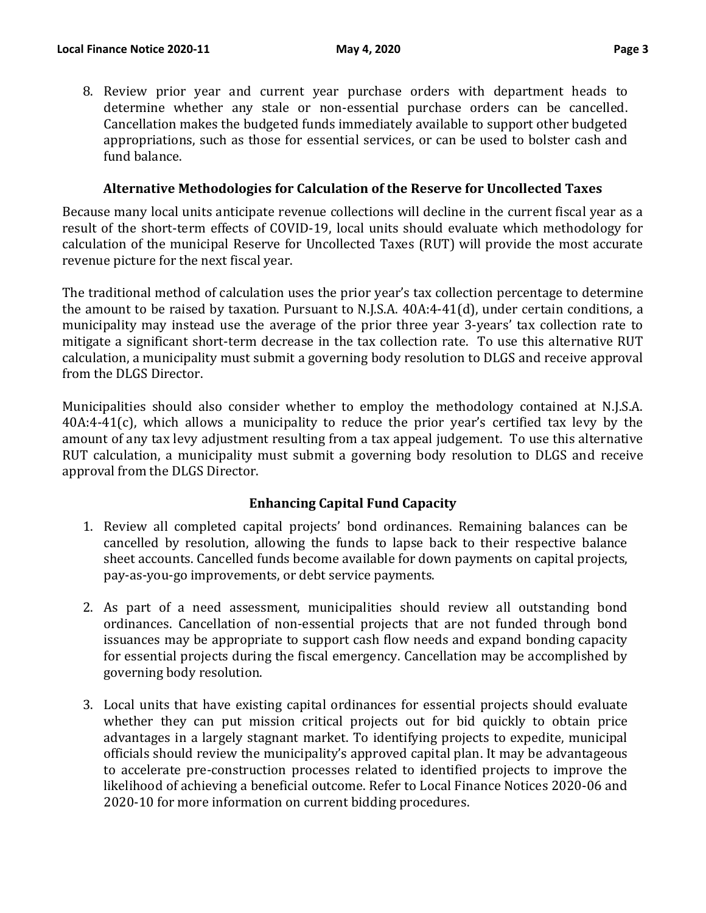8. Review prior year and current year purchase orders with department heads to determine whether any stale or non-essential purchase orders can be cancelled. Cancellation makes the budgeted funds immediately available to support other budgeted appropriations, such as those for essential services, or can be used to bolster cash and fund balance.

## Alternative Methodologies for Calculation of the Reserve for Uncollected Taxes

Because many local units anticipate revenue collections will decline in the current fiscal year as a result of the short-term effects of COVID-19, local units should evaluate which methodology for calculation of the municipal Reserve for Uncollected Taxes (RUT) will provide the most accurate revenue picture for the next fiscal year.

The traditional method of calculation uses the prior year's tax collection percentage to determine the amount to be raised by taxation. Pursuant to N.J.S.A. 40A:4-41(d), under certain conditions, a municipality may instead use the average of the prior three year 3-years' tax collection rate to mitigate a significant short-term decrease in the tax collection rate. To use this alternative RUT calculation, a municipality must submit a governing body resolution to DLGS and receive approval from the DLGS Director.

Municipalities should also consider whether to employ the methodology contained at N.J.S.A. 40A:4-41(c), which allows a municipality to reduce the prior year's certified tax levy by the amount of any tax levy adjustment resulting from a tax appeal judgement. To use this alternative RUT calculation, a municipality must submit a governing body resolution to DLGS and receive approval from the DLGS Director.

## Enhancing Capital Fund Capacity

1. Review all completed capital projects' bond ordinances. Remaining balances can be cancelled by resolution, allowing the funds to lapse back to their respective balance sheet accounts. Cancelled funds become available for down payments on capital projects, pay-as-you-go improvements, or debt service payments.

2. As part of a need assessment, municipalities should review all outstanding bond ordinances. Cancellation of non-essential projects that are not funded through bond issuances may be appropriate to support cash flow needs and expand bonding capacity for essential projects during the fiscal emergency. Cancellation may be accomplished by governing body resolution.

3. Local units that have existing capital ordinances for essential projects should evaluate whether they can put mission critical projects out for bid quickly to obtain price advantages in a largely stagnant market. To identifying projects to expedite, municipal officials should review the municipality's approved capital plan. It may be advantageous to accelerate pre-construction processes related to identified projects to improve the likelihood of achieving a beneficial outcome. Refer to Local Finance Notices 2020-06 and 2020-10 for more information on current bidding procedures.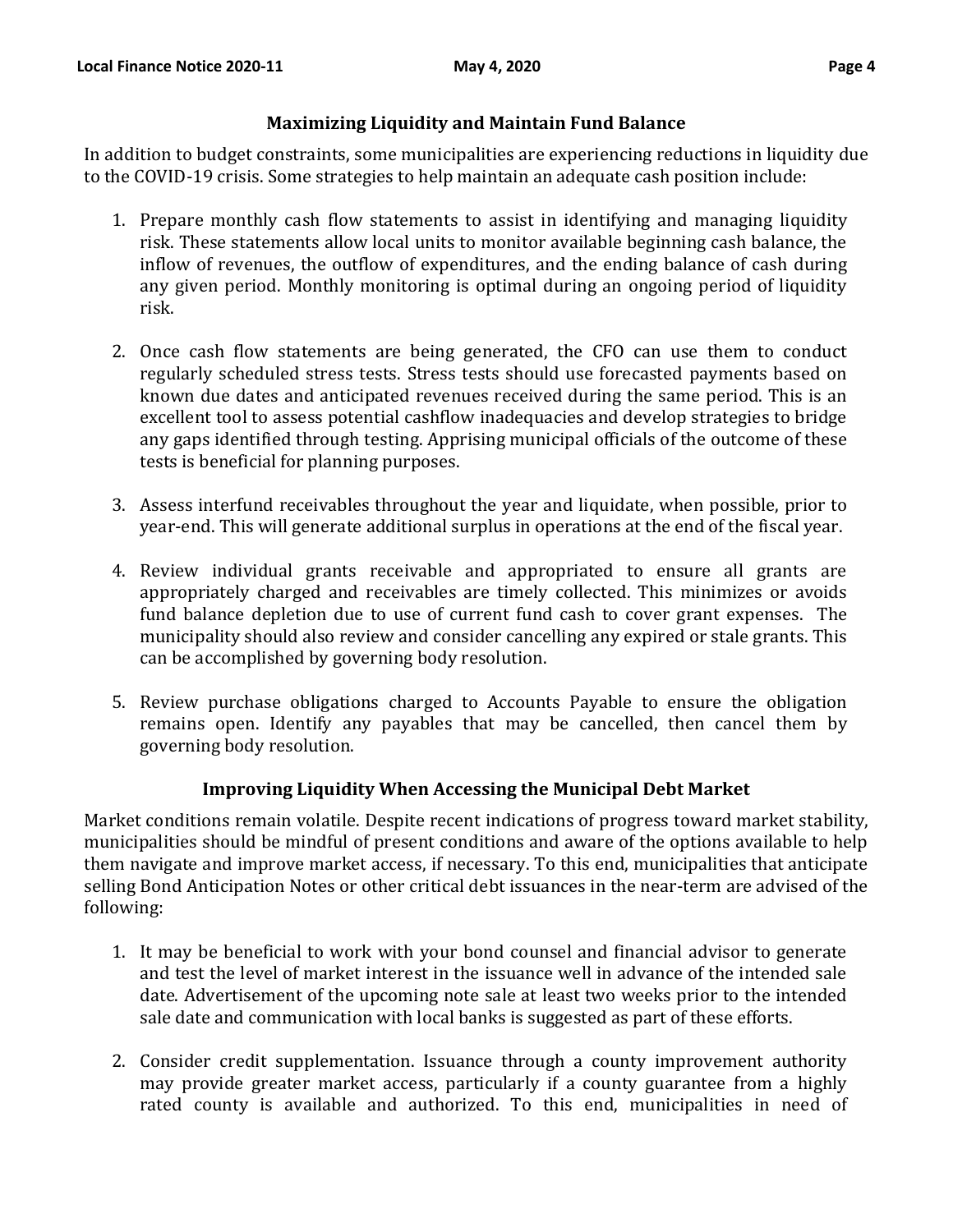### Maximizing Liquidity and Maintain Fund Balance

In addition to budget constraints, some municipalities are experiencing reductions in liquidity due to the COVID-19 crisis. Some strategies to help maintain an adequate cash position include:

1. Prepare monthly cash flow statements to assist in identifying and managing liquidity risk. These statements allow local units to monitor available beginning cash balance, the inflow of revenues, the outflow of expenditures, and the ending balance of cash during any given period. Monthly monitoring is optimal during an ongoing period of liquidity risk.

2. Once cash flow statements are being generated, the CFO can use them to conduct regularly scheduled stress tests. Stress tests should use forecasted payments based on known due dates and anticipated revenues received during the same period. This is an excellent tool to assess potential cashflow inadequacies and develop strategies to bridge any gaps identified through testing. Apprising municipal officials of the outcome of these tests is beneficial for planning purposes.

3. Assess interfund receivables throughout the year and liquidate, when possible, prior to year-end. This will generate additional surplus in operations at the end of the fiscal year.

4. Review individual grants receivable and appropriated to ensure all grants are appropriately charged and receivables are timely collected. This minimizes or avoids fund balance depletion due to use of current fund cash to cover grant expenses. The municipality should also review and consider cancelling any expired or stale grants. This can be accomplished by governing body resolution.

5. Review purchase obligations charged to Accounts Payable to ensure the obligation remains open. Identify any payables that may be cancelled, then cancel them by governing body resolution.

### Improving Liquidity When Accessing the Municipal Debt Market

Market conditions remain volatile. Despite recent indications of progress toward market stability, municipalities should be mindful of present conditions and aware of the options available to help them navigate and improve market access, if necessary. To this end, municipalities that anticipate selling Bond Anticipation Notes or other critical debt issuances in the near-term are advised of the following:

1. It may be beneficial to work with your bond counsel and financial advisor to generate and test the level of market interest in the issuance well in advance of the intended sale date. Advertisement of the upcoming note sale at least two weeks prior to the intended sale date and communication with local banks is suggested as part of these efforts.

2. Consider credit supplementation. Issuance through a county improvement authority may provide greater market access, particularly if a county guarantee from a highly rated county is available and authorized. To this end, municipalities in need of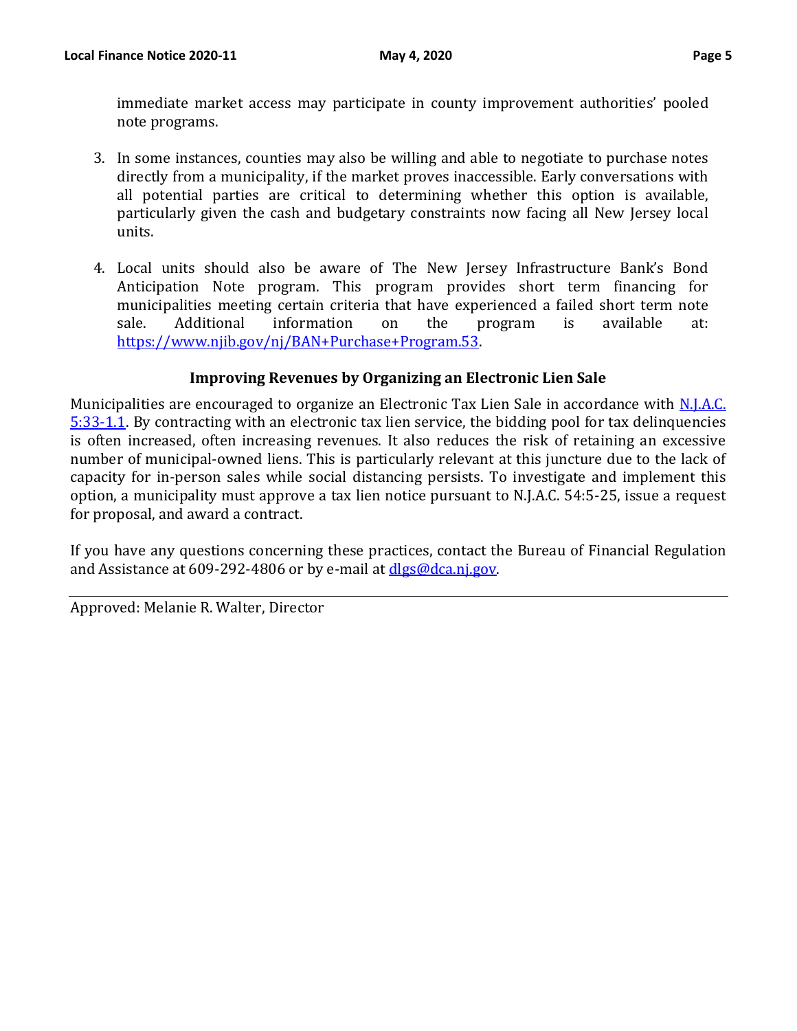immediate market access may participate in county improvement authorities' pooled note programs.

3. In some instances, counties may also be willing and able to negotiate to purchase notes directly from a municipality, if the market proves inaccessible. Early conversations with all potential parties are critical to determining whether this option is available, particularly given the cash and budgetary constraints now facing all New Jersey local units.

4. Local units should also be aware of The New Jersey Infrastructure Bank's Bond Anticipation Note program. This program provides short term financing for municipalities meeting certain criteria that have experienced a failed short term note sale. Additional information on the program is available at: [https://www.njib.gov/nj/BAN+Purchase+Program.53](https://www.njib.gov/nj/BAN+Purchase+Program.53).

### Improving Revenues by Organizing an Electronic Lien Sale

Municipalities are encouraged to organize an Electronic Tax Lien Sale in accordance with N.J.A.C. 5:33-1.1. By contracting with an electronic tax lien service, the bidding pool for tax delinquencies is often increased, often increasing revenues. It also reduces the risk of retaining an excessive number of municipal-owned liens. This is particularly relevant at this juncture due to the lack of capacity for in-person sales while social distancing persists. To investigate and implement this option, a municipality must approve a tax lien notice pursuant to N.J.A.C. 54:5-25, issue a request for proposal, and award a contract.

If you have any questions concerning these practices, contact the Bureau of Financial Regulation and Assistance at 609-292-4806 or by e-mail at dlgs@dca.nj.gov.

---

Approved: Melanie R. Walter, Director